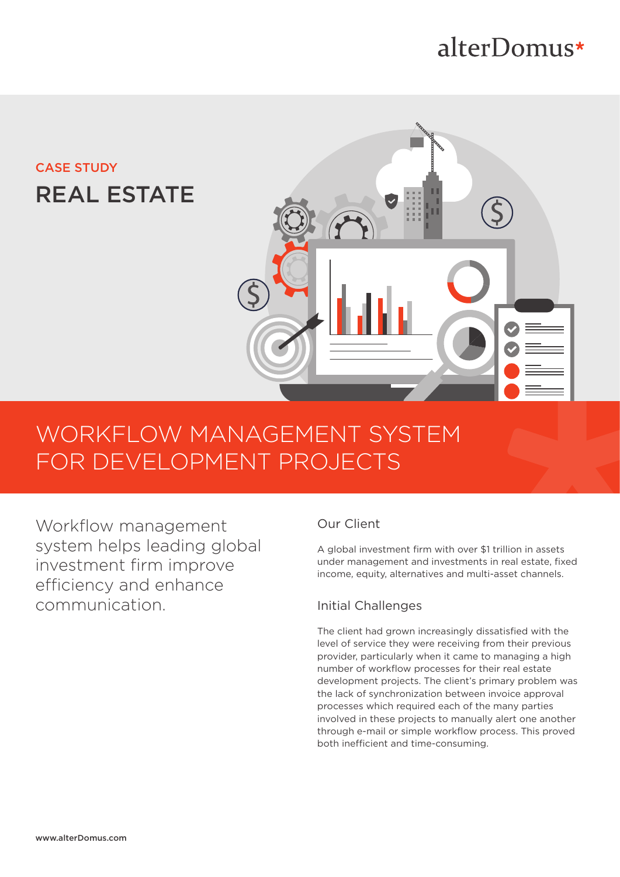alterDomus*

CASE STUDY

# REAL ESTATE

# WORKFLOW MANAGEMENT SYSTEM FOR DEVELOPMENT PROJECTS

Workflow management system helps leading global investment firm improve efficiency and enhance communication.

## Our Client

A global investment firm with over $1 trillion in assets under management and investments in real estate, fixed income, equity, alternatives and multi-asset channels.

## Initial Challenges

The client had grown increasingly dissatisfied with the level of service they were receiving from their previous provider, particularly when it came to managing a high number of workflow processes for their real estate development projects. The client's primary problem was the lack of synchronization between invoice approval processes which required each of the many parties involved in these projects to manually alert one another through e-mail or simple workflow process. This proved both inefficient and time-consuming.

www.alterDomus.com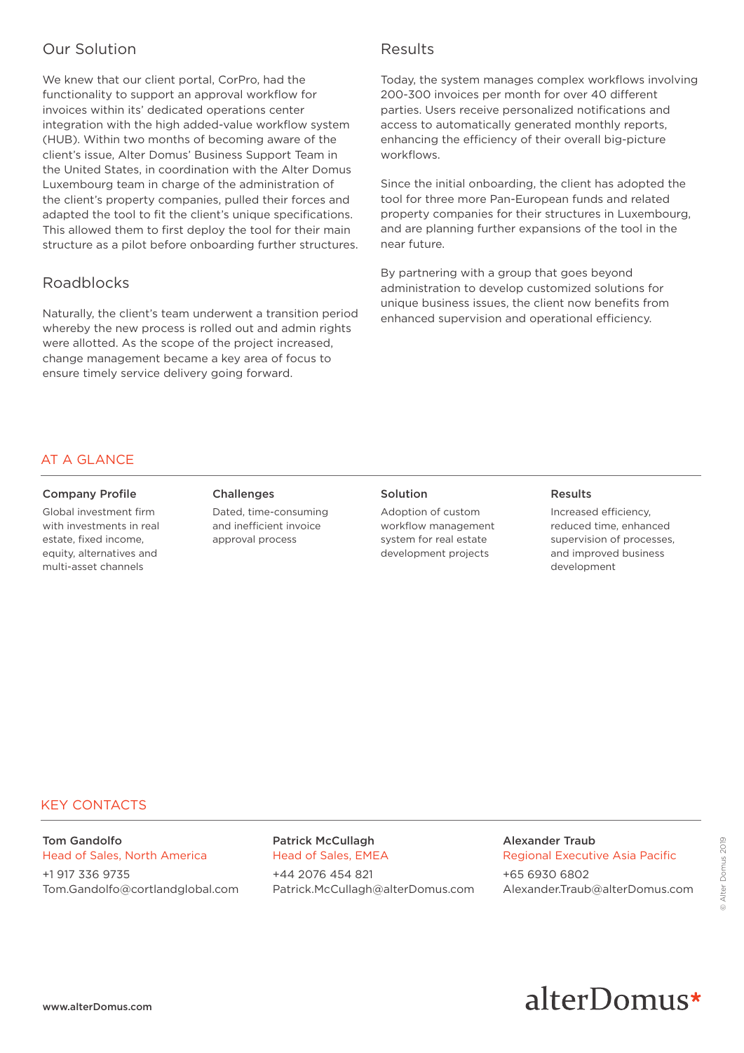## Our Solution

We knew that our client portal, CorPro, had the functionality to support an approval workflow for invoices within its' dedicated operations center integration with the high added-value workflow system (HUB). Within two months of becoming aware of the client's issue, Alter Domus' Business Support Team in the United States, in coordination with the Alter Domus Luxembourg team in charge of the administration of the client's property companies, pulled their forces and adapted the tool to fit the client's unique specifications. This allowed them to first deploy the tool for their main structure as a pilot before onboarding further structures.

## Roadblocks

Naturally, the client's team underwent a transition period whereby the new process is rolled out and admin rights were allotted. As the scope of the project increased, change management became a key area of focus to ensure timely service delivery going forward.

## Results

Today, the system manages complex workflows involving 200-300 invoices per month for over 40 different parties. Users receive personalized notifications and access to automatically generated monthly reports, enhancing the efficiency of their overall big-picture workflows.

Since the initial onboarding, the client has adopted the tool for three more Pan-European funds and related property companies for their structures in Luxembourg, and are planning further expansions of the tool in the near future.

By partnering with a group that goes beyond administration to develop customized solutions for unique business issues, the client now benefits from enhanced supervision and operational efficiency.

## AT A GLANCE

**Company Profile**

Global investment firm with investments in real estate, fixed income, equity, alternatives and multi-asset channels

**Challenges**

Dated, time-consuming and inefficient invoice approval process

**Solution**

Adoption of custom workflow management system for real estate development projects

**Results**

Increased efficiency, reduced time, enhanced supervision of processes, and improved business development

## KEY CONTACTS

**Tom Gandolfo**
Head of Sales, North America
+1 917 336 9735
Tom.Gandolfo@cortlandglobal.com

**Patrick McCullagh**
Head of Sales, EMEA
+44 2076 454 821
Patrick.McCullagh@alterDomus.com

**Alexander Traub**
Regional Executive Asia Pacific
+65 6930 6802
Alexander.Traub@alterDomus.com

© Alter Domus 2019

www.alterDomus.com

alterDomus*